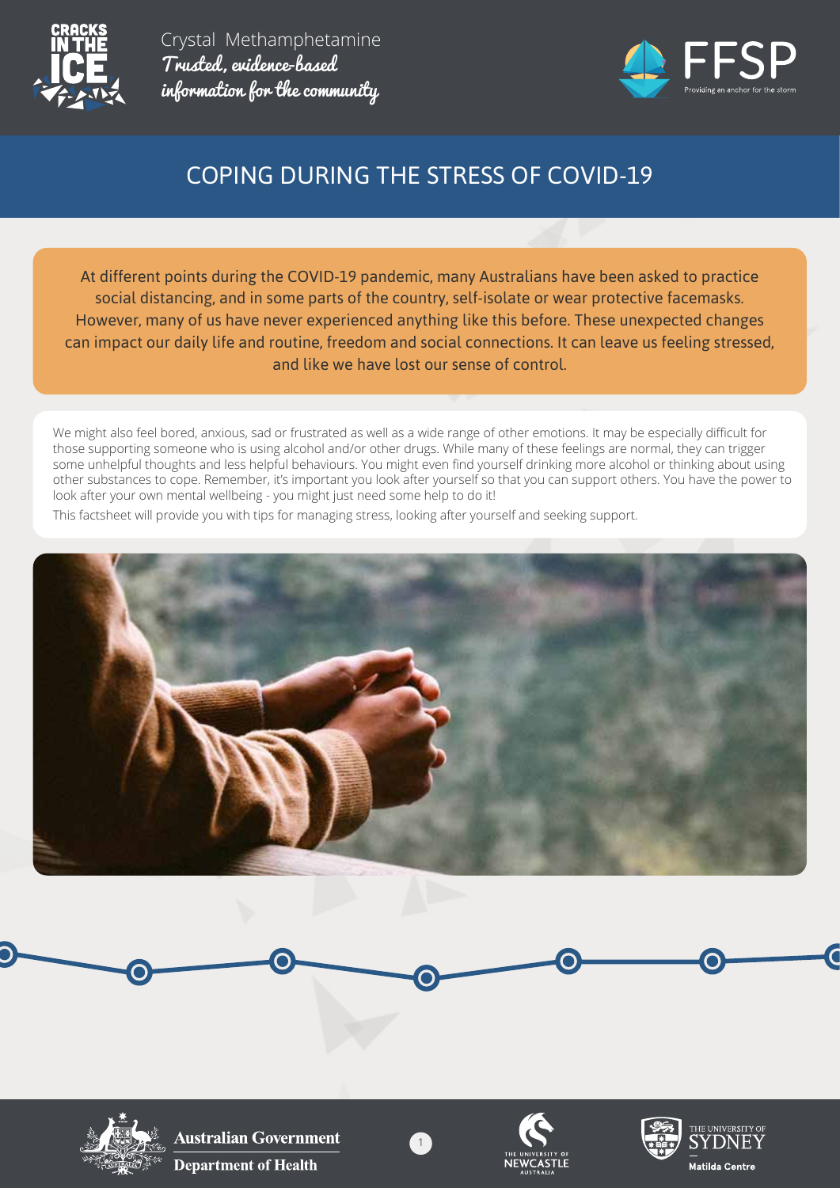Crystal Methamphetamine

*Trusted, evidence-based information for the community*

# COPING DURING THE STRESS OF COVID-19

At different points during the COVID-19 pandemic, many Australians have been asked to practice social distancing, and in some parts of the country, self-isolate or wear protective facemasks. However, many of us have never experienced anything like this before. These unexpected changes can impact our daily life and routine, freedom and social connections. It can leave us feeling stressed, and like we have lost our sense of control.

We might also feel bored, anxious, sad or frustrated as well as a wide range of other emotions. It may be especially difficult for those supporting someone who is using alcohol and/or other drugs. While many of these feelings are normal, they can trigger some unhelpful thoughts and less helpful behaviours. You might even find yourself drinking more alcohol or thinking about using other substances to cope. Remember, it's important you look after yourself so that you can support others. You have the power to look after your own mental wellbeing - you might just need some help to do it!

This factsheet will provide you with tips for managing stress, looking after yourself and seeking support.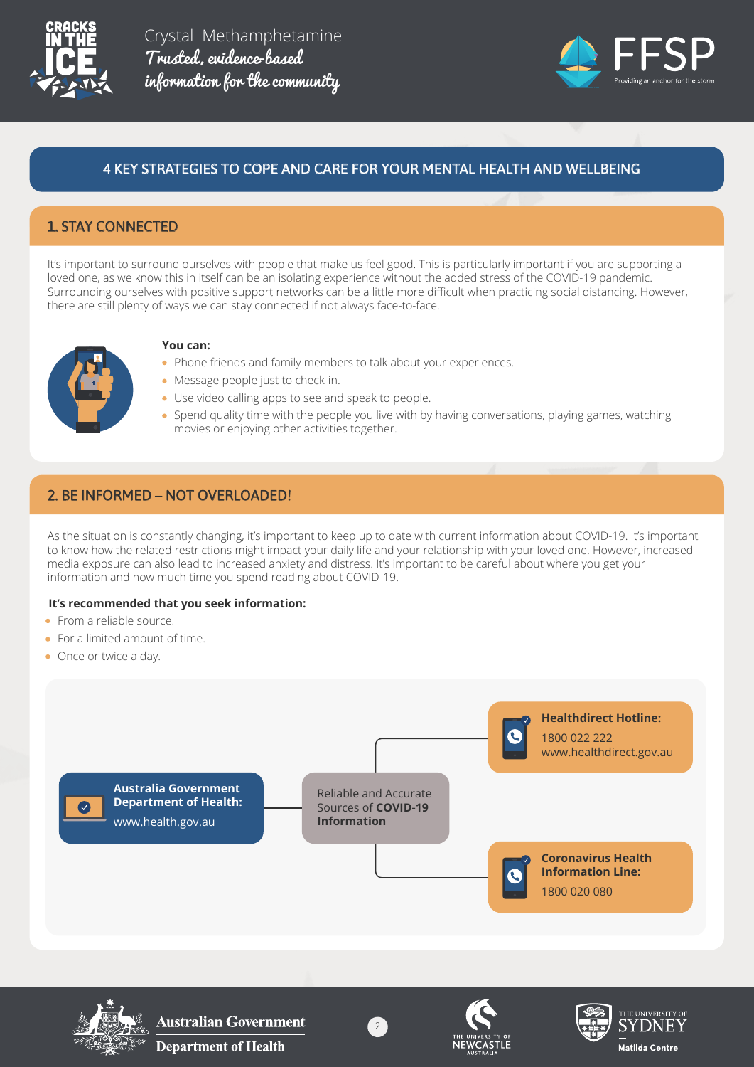# 4 KEY STRATEGIES TO COPE AND CARE FOR YOUR MENTAL HEALTH AND WELLBEING

## 1. STAY CONNECTED

It's important to surround ourselves with people that make us feel good. This is particularly important if you are supporting a loved one, as we know this in itself can be an isolating experience without the added stress of the COVID-19 pandemic. Surrounding ourselves with positive support networks can be a little more difficult when practicing social distancing. However, there are still plenty of ways we can stay connected if not always face-to-face.

**You can:**

- Phone friends and family members to talk about your experiences.
- Message people just to check-in.
- Use video calling apps to see and speak to people.
- Spend quality time with the people you live with by having conversations, playing games, watching movies or enjoying other activities together.

## 2. BE INFORMED – NOT OVERLOADED!

As the situation is constantly changing, it's important to keep up to date with current information about COVID-19. It's important to know how the related restrictions might impact your daily life and your relationship with your loved one. However, increased media exposure can also lead to increased anxiety and distress. It's important to be careful about where you get your information and how much time you spend reading about COVID-19.

**It's recommended that you seek information:**

- From a reliable source.
- For a limited amount of time.
- Once or twice a day.

Reliable and Accurate Sources of **COVID-19 Information**

- **Australia Government Department of Health:** www.health.gov.au
- **Healthdirect Hotline:** 1800 022 222, www.healthdirect.gov.au
- **Coronavirus Health Information Line:** 1800 020 080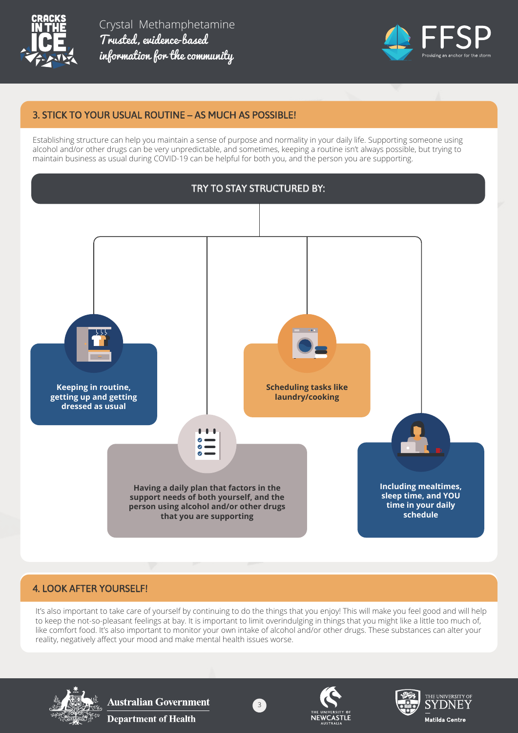## 3. STICK TO YOUR USUAL ROUTINE – AS MUCH AS POSSIBLE!

Establishing structure can help you maintain a sense of purpose and normality in your daily life. Supporting someone using alcohol and/or other drugs can be very unpredictable, and sometimes, keeping a routine isn't always possible, but trying to maintain business as usual during COVID-19 can be helpful for both you, and the person you are supporting.

### TRY TO STAY STRUCTURED BY:

- **Keeping in routine, getting up and getting dressed as usual**
- **Having a daily plan that factors in the support needs of both yourself, and the person using alcohol and/or other drugs that you are supporting**
- **Scheduling tasks like laundry/cooking**
- **Including mealtimes, sleep time, and YOU time in your daily schedule**

## 4. LOOK AFTER YOURSELF!

It's also important to take care of yourself by continuing to do the things that you enjoy! This will make you feel good and will help to keep the not-so-pleasant feelings at bay. It is important to limit overindulging in things that you might like a little too much of, like comfort food. It's also important to monitor your own intake of alcohol and/or other drugs. These substances can alter your reality, negatively affect your mood and make mental health issues worse.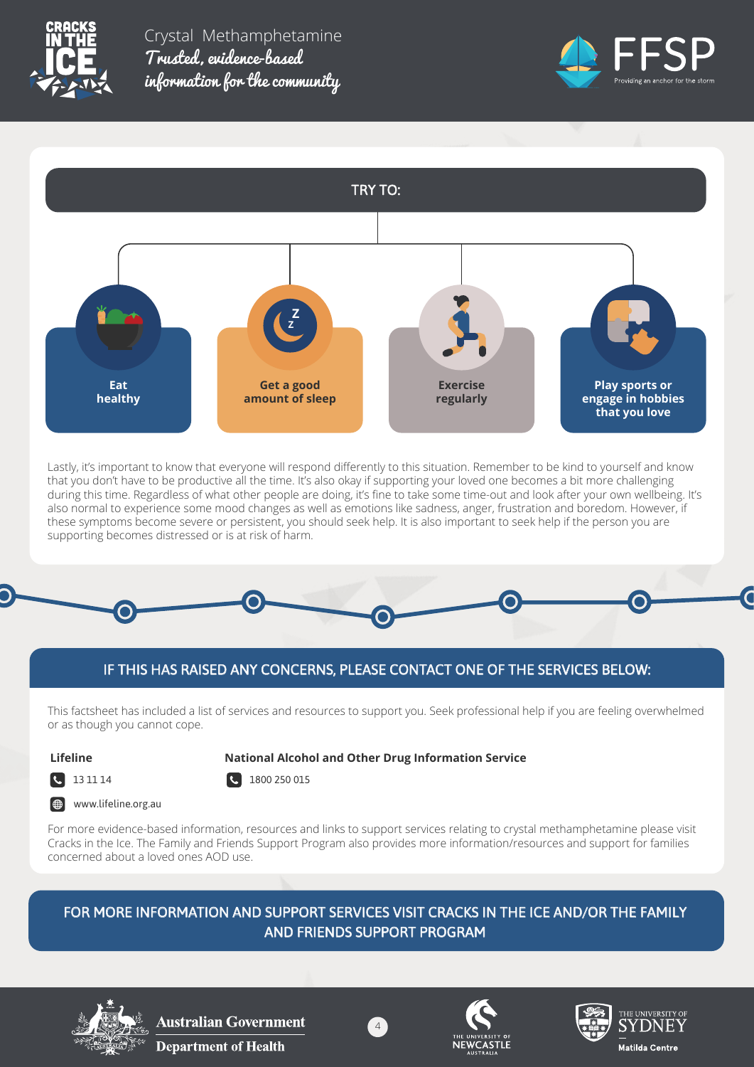## TRY TO:

- **Eat healthy**
- **Get a good amount of sleep**
- **Exercise regularly**
- **Play sports or engage in hobbies that you love**

Lastly, it's important to know that everyone will respond differently to this situation. Remember to be kind to yourself and know that you don't have to be productive all the time. It's also okay if supporting your loved one becomes a bit more challenging during this time. Regardless of what other people are doing, it's fine to take some time-out and look after your own wellbeing. It's also normal to experience some mood changes as well as emotions like sadness, anger, frustration and boredom. However, if these symptoms become severe or persistent, you should seek help. It is also important to seek help if the person you are supporting becomes distressed or is at risk of harm.

## IF THIS HAS RAISED ANY CONCERNS, PLEASE CONTACT ONE OF THE SERVICES BELOW:

This factsheet has included a list of services and resources to support you. Seek professional help if you are feeling overwhelmed or as though you cannot cope.

**Lifeline**

13 11 14

www.lifeline.org.au

**National Alcohol and Other Drug Information Service**

1800 250 015

For more evidence-based information, resources and links to support services relating to crystal methamphetamine please visit Cracks in the Ice. The Family and Friends Support Program also provides more information/resources and support for families concerned about a loved ones AOD use.

## FOR MORE INFORMATION AND SUPPORT SERVICES VISIT CRACKS IN THE ICE AND/OR THE FAMILY AND FRIENDS SUPPORT PROGRAM